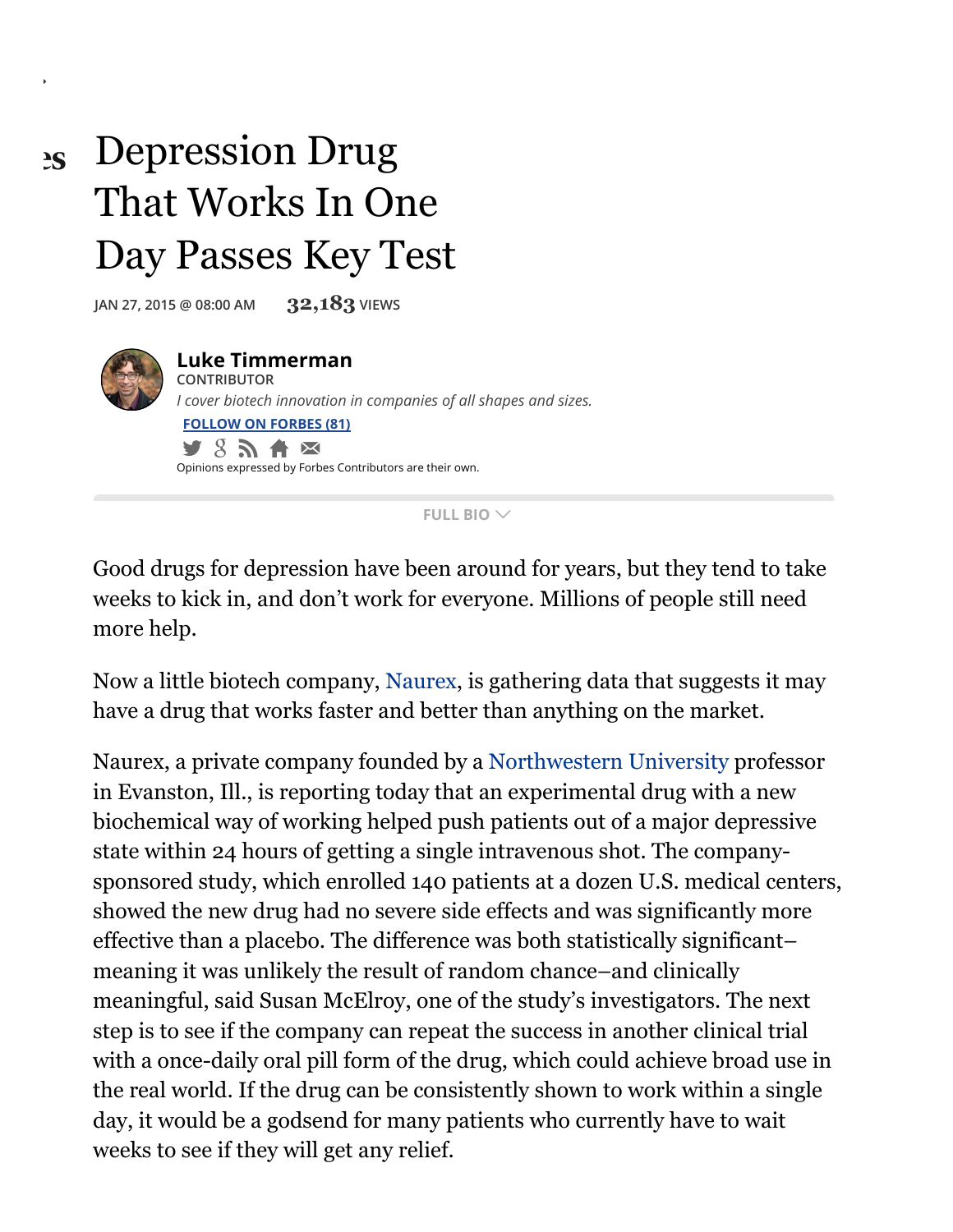# Depression Drug That Works In One Day Passes Key Test

JAN 27, 2015 @ 08:00 AM 32,183 VIEWS

**Luke Timmerman**
CONTRIBUTOR
*I cover biotech innovation in companies of all shapes and sizes.*
FOLLOW ON FORBES (81)

Opinions expressed by Forbes Contributors are their own.

FULL BIO

Good drugs for depression have been around for years, but they tend to take weeks to kick in, and don't work for everyone. Millions of people still need more help.

Now a little biotech company, Naurex, is gathering data that suggests it may have a drug that works faster and better than anything on the market.

Naurex, a private company founded by a Northwestern University professor in Evanston, Ill., is reporting today that an experimental drug with a new biochemical way of working helped push patients out of a major depressive state within 24 hours of getting a single intravenous shot. The company-sponsored study, which enrolled 140 patients at a dozen U.S. medical centers, showed the new drug had no severe side effects and was significantly more effective than a placebo. The difference was both statistically significant–meaning it was unlikely the result of random chance–and clinically meaningful, said Susan McElroy, one of the study's investigators. The next step is to see if the company can repeat the success in another clinical trial with a once-daily oral pill form of the drug, which could achieve broad use in the real world. If the drug can be consistently shown to work within a single day, it would be a godsend for many patients who currently have to wait weeks to see if they will get any relief.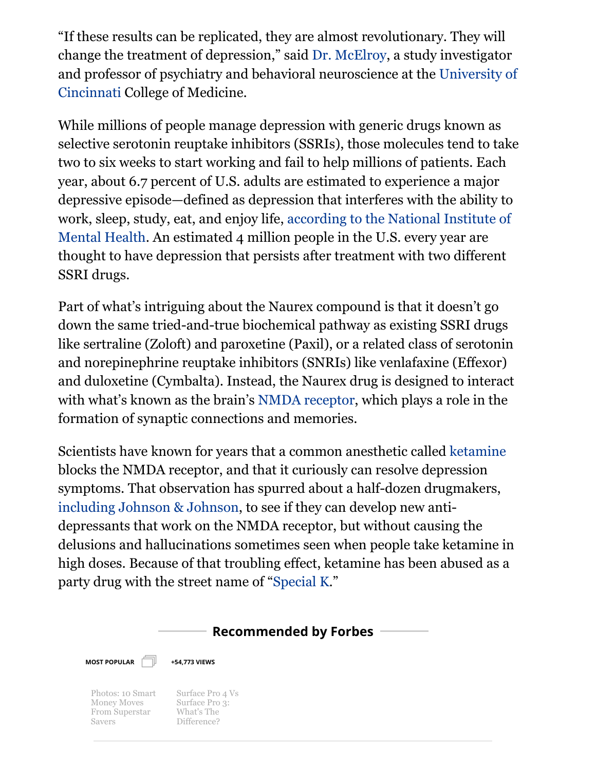"If these results can be replicated, they are almost revolutionary. They will change the treatment of depression," said Dr. McElroy, a study investigator and professor of psychiatry and behavioral neuroscience at the University of Cincinnati College of Medicine.

While millions of people manage depression with generic drugs known as selective serotonin reuptake inhibitors (SSRIs), those molecules tend to take two to six weeks to start working and fail to help millions of patients. Each year, about 6.7 percent of U.S. adults are estimated to experience a major depressive episode—defined as depression that interferes with the ability to work, sleep, study, eat, and enjoy life, according to the National Institute of Mental Health. An estimated 4 million people in the U.S. every year are thought to have depression that persists after treatment with two different SSRI drugs.

Part of what's intriguing about the Naurex compound is that it doesn't go down the same tried-and-true biochemical pathway as existing SSRI drugs like sertraline (Zoloft) and paroxetine (Paxil), or a related class of serotonin and norepinephrine reuptake inhibitors (SNRIs) like venlafaxine (Effexor) and duloxetine (Cymbalta). Instead, the Naurex drug is designed to interact with what's known as the brain's NMDA receptor, which plays a role in the formation of synaptic connections and memories.

Scientists have known for years that a common anesthetic called ketamine blocks the NMDA receptor, and that it curiously can resolve depression symptoms. That observation has spurred about a half-dozen drugmakers, including Johnson & Johnson, to see if they can develop new anti-depressants that work on the NMDA receptor, but without causing the delusions and hallucinations sometimes seen when people take ketamine in high doses. Because of that troubling effect, ketamine has been abused as a party drug with the street name of "Special K."

**Recommended by Forbes**

MOST POPULAR +54,773 VIEWS

Photos: 10 Smart Money Moves From Superstar Savers

Surface Pro 4 Vs Surface Pro 3: What's The Difference?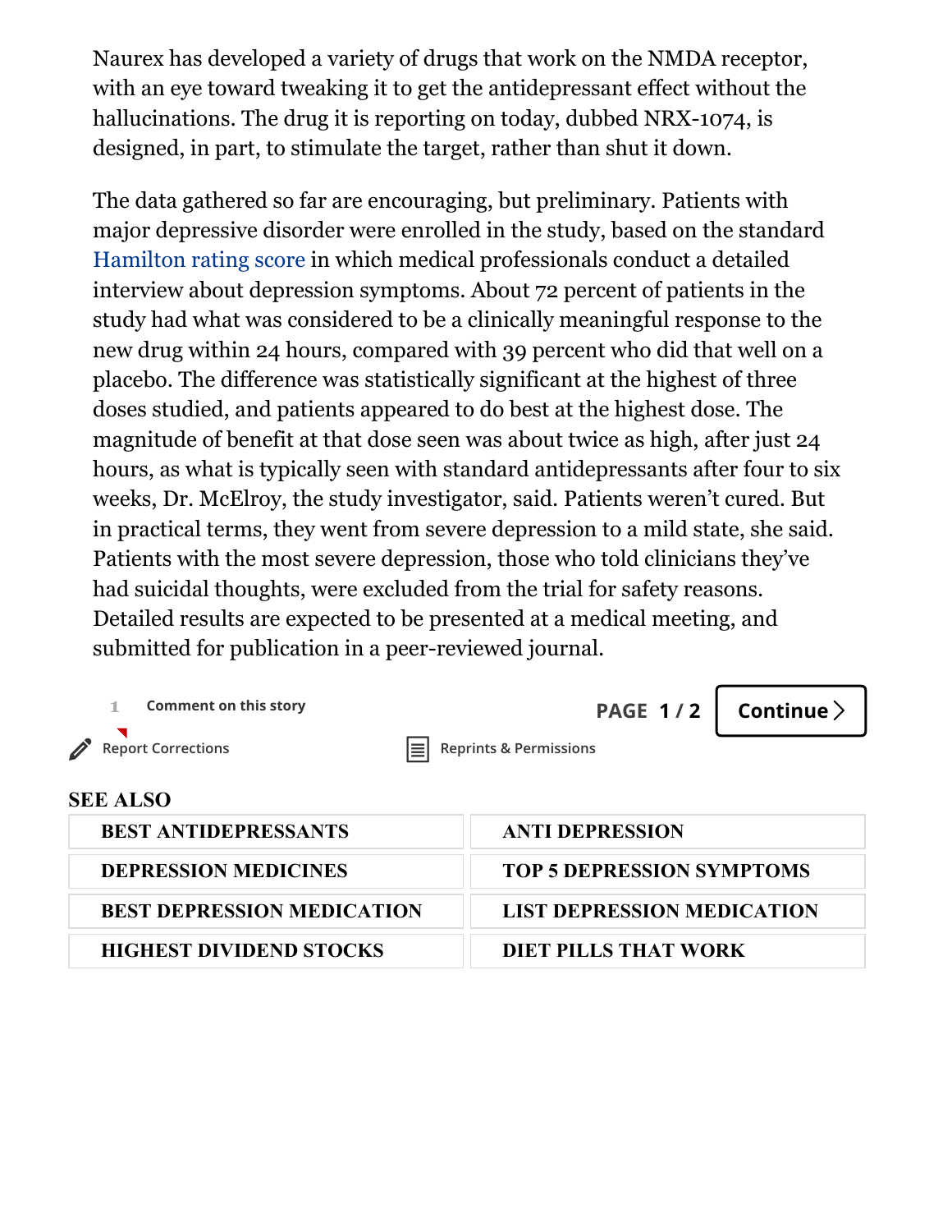Naurex has developed a variety of drugs that work on the NMDA receptor, with an eye toward tweaking it to get the antidepressant effect without the hallucinations. The drug it is reporting on today, dubbed NRX-1074, is designed, in part, to stimulate the target, rather than shut it down.

The data gathered so far are encouraging, but preliminary. Patients with major depressive disorder were enrolled in the study, based on the standard Hamilton rating score in which medical professionals conduct a detailed interview about depression symptoms. About 72 percent of patients in the study had what was considered to be a clinically meaningful response to the new drug within 24 hours, compared with 39 percent who did that well on a placebo. The difference was statistically significant at the highest of three doses studied, and patients appeared to do best at the highest dose. The magnitude of benefit at that dose seen was about twice as high, after just 24 hours, as what is typically seen with standard antidepressants after four to six weeks, Dr. McElroy, the study investigator, said. Patients weren't cured. But in practical terms, they went from severe depression to a mild state, she said. Patients with the most severe depression, those who told clinicians they've had suicidal thoughts, were excluded from the trial for safety reasons. Detailed results are expected to be presented at a medical meeting, and submitted for publication in a peer-reviewed journal.

1 Comment on this story

PAGE 1 / 2 Continue

Report Corrections

Reprints & Permissions

**SEE ALSO**

| | |
|---|---|
| BEST ANTIDEPRESSANTS | ANTI DEPRESSION |
| DEPRESSION MEDICINES | TOP 5 DEPRESSION SYMPTOMS |
| BEST DEPRESSION MEDICATION | LIST DEPRESSION MEDICATION |
| HIGHEST DIVIDEND STOCKS | DIET PILLS THAT WORK |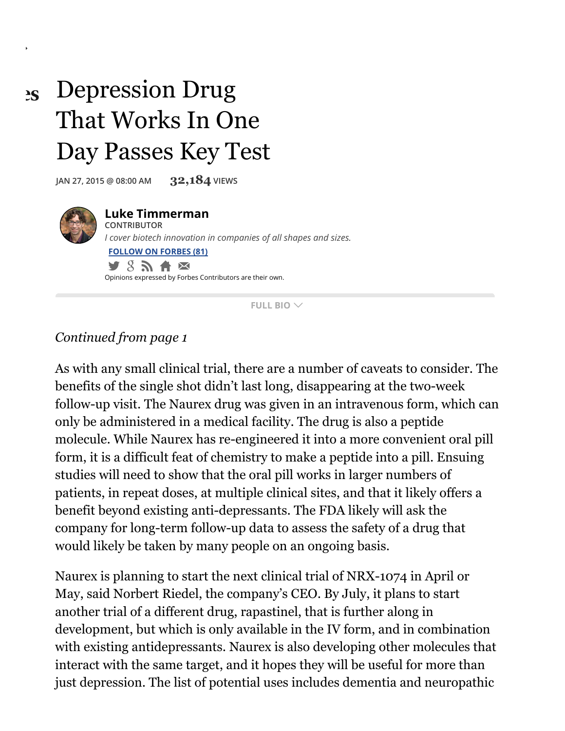# Depression Drug That Works In One Day Passes Key Test

JAN 27, 2015 @ 08:00 AM 32,184 VIEWS

**Luke Timmerman**
CONTRIBUTOR
*I cover biotech innovation in companies of all shapes and sizes.*
FOLLOW ON FORBES (81)

Opinions expressed by Forbes Contributors are their own.

FULL BIO

*Continued from page 1*

As with any small clinical trial, there are a number of caveats to consider. The benefits of the single shot didn't last long, disappearing at the two-week follow-up visit. The Naurex drug was given in an intravenous form, which can only be administered in a medical facility. The drug is also a peptide molecule. While Naurex has re-engineered it into a more convenient oral pill form, it is a difficult feat of chemistry to make a peptide into a pill. Ensuing studies will need to show that the oral pill works in larger numbers of patients, in repeat doses, at multiple clinical sites, and that it likely offers a benefit beyond existing anti-depressants. The FDA likely will ask the company for long-term follow-up data to assess the safety of a drug that would likely be taken by many people on an ongoing basis.

Naurex is planning to start the next clinical trial of NRX-1074 in April or May, said Norbert Riedel, the company's CEO. By July, it plans to start another trial of a different drug, rapastinel, that is further along in development, but which is only available in the IV form, and in combination with existing antidepressants. Naurex is also developing other molecules that interact with the same target, and it hopes they will be useful for more than just depression. The list of potential uses includes dementia and neuropathic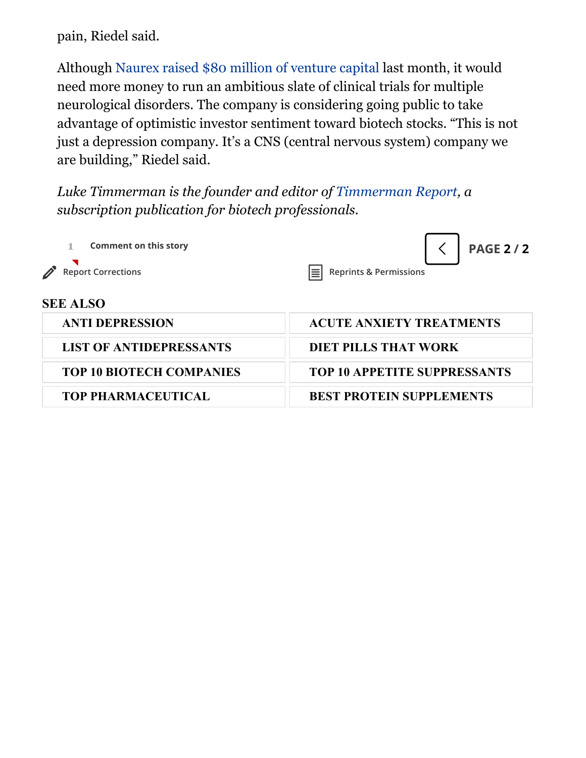pain, Riedel said.

Although Naurex raised $80 million of venture capital last month, it would need more money to run an ambitious slate of clinical trials for multiple neurological disorders. The company is considering going public to take advantage of optimistic investor sentiment toward biotech stocks. “This is not just a depression company. It’s a CNS (central nervous system) company we are building,” Riedel said.

*Luke Timmerman is the founder and editor of Timmerman Report, a subscription publication for biotech professionals.*

1 Comment on this story

Report Corrections

Reprints & Permissions

## SEE ALSO

| | |
|---|---|
| ANTI DEPRESSION | ACUTE ANXIETY TREATMENTS |
| LIST OF ANTIDEPRESSANTS | DIET PILLS THAT WORK |
| TOP 10 BIOTECH COMPANIES | TOP 10 APPETITE SUPPRESSANTS |
| TOP PHARMACEUTICAL | BEST PROTEIN SUPPLEMENTS |